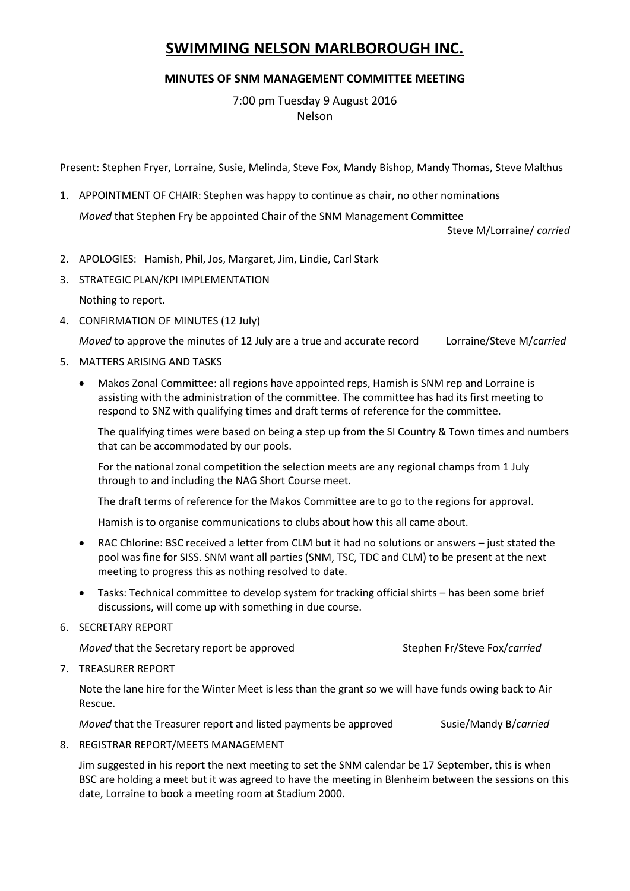# SWIMMING NELSON MARLBOROUGH INC.

## MINUTES OF SNM MANAGEMENT COMMITTEE MEETING

7:00 pm Tuesday 9 August 2016
Nelson

Present: Stephen Fryer, Lorraine, Susie, Melinda, Steve Fox, Mandy Bishop, Mandy Thomas, Steve Malthus

1. APPOINTMENT OF CHAIR: Stephen was happy to continue as chair, no other nominations

   *Moved* that Stephen Fry be appointed Chair of the SNM Management Committee

   Steve M/Lorraine/ *carried*

2. APOLOGIES: Hamish, Phil, Jos, Margaret, Jim, Lindie, Carl Stark

3. STRATEGIC PLAN/KPI IMPLEMENTATION

   Nothing to report.

4. CONFIRMATION OF MINUTES (12 July)

   *Moved* to approve the minutes of 12 July are a true and accurate record Lorraine/Steve M/*carried*

5. MATTERS ARISING AND TASKS

   - Makos Zonal Committee: all regions have appointed reps, Hamish is SNM rep and Lorraine is assisting with the administration of the committee. The committee has had its first meeting to respond to SNZ with qualifying times and draft terms of reference for the committee.

     The qualifying times were based on being a step up from the SI Country & Town times and numbers that can be accommodated by our pools.

     For the national zonal competition the selection meets are any regional champs from 1 July through to and including the NAG Short Course meet.

     The draft terms of reference for the Makos Committee are to go to the regions for approval.

     Hamish is to organise communications to clubs about how this all came about.

   - RAC Chlorine: BSC received a letter from CLM but it had no solutions or answers – just stated the pool was fine for SISS. SNM want all parties (SNM, TSC, TDC and CLM) to be present at the next meeting to progress this as nothing resolved to date.

   - Tasks: Technical committee to develop system for tracking official shirts – has been some brief discussions, will come up with something in due course.

6. SECRETARY REPORT

   *Moved* that the Secretary report be approved Stephen Fr/Steve Fox/*carried*

7. TREASURER REPORT

   Note the lane hire for the Winter Meet is less than the grant so we will have funds owing back to Air Rescue.

   *Moved* that the Treasurer report and listed payments be approved Susie/Mandy B/*carried*

8. REGISTRAR REPORT/MEETS MANAGEMENT

   Jim suggested in his report the next meeting to set the SNM calendar be 17 September, this is when BSC are holding a meet but it was agreed to have the meeting in Blenheim between the sessions on this date, Lorraine to book a meeting room at Stadium 2000.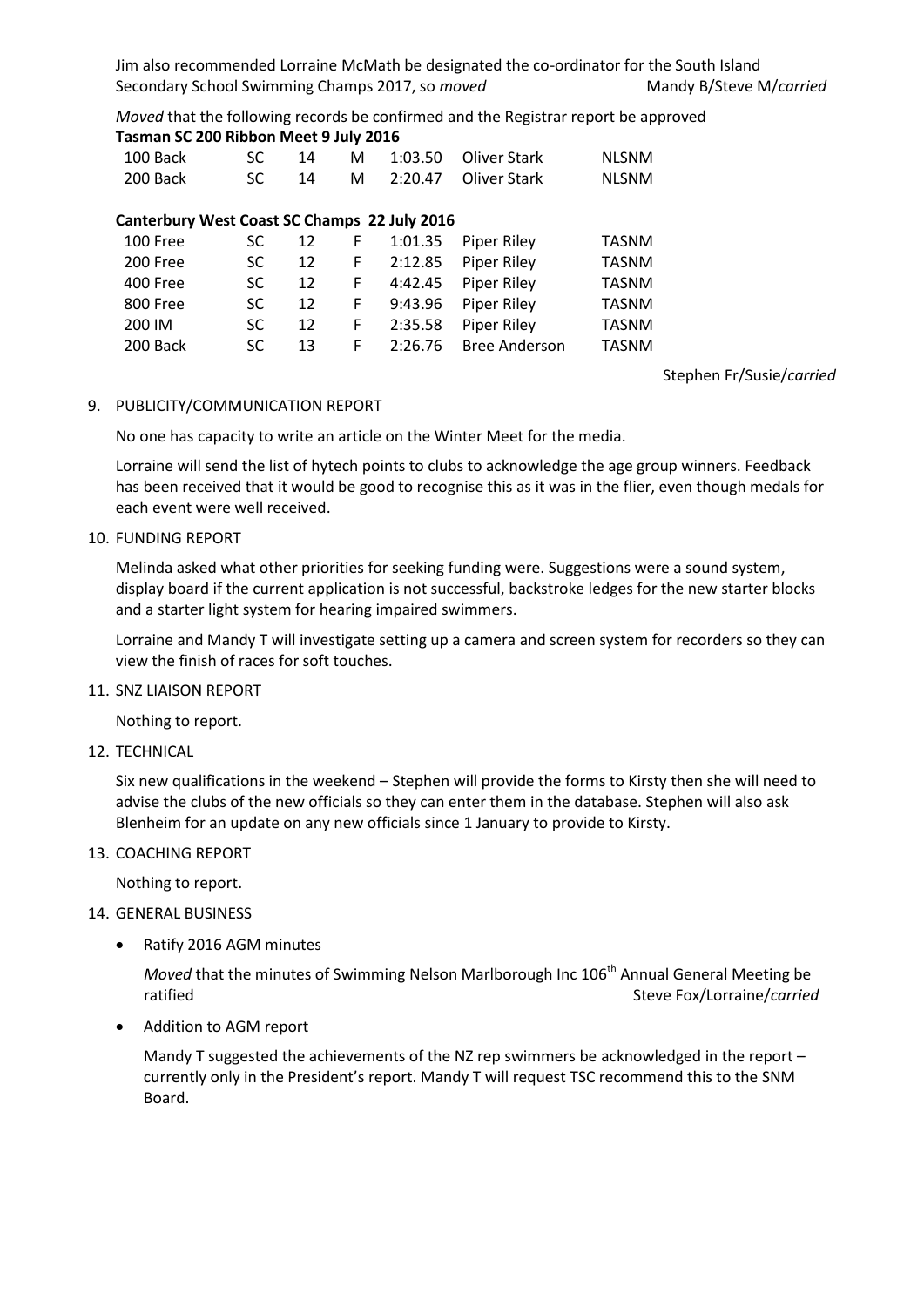Jim also recommended Lorraine McMath be designated the co-ordinator for the South Island Secondary School Swimming Champs 2017, so *moved* Mandy B/Steve M/*carried*

*Moved* that the following records be confirmed and the Registrar report be approved

**Tasman SC 200 Ribbon Meet 9 July 2016**

| | | | | | | |
|---|---|---|---|---|---|---|
| 100 Back | SC | 14 | M | 1:03.50 | Oliver Stark | NLSNM |
| 200 Back | SC | 14 | M | 2:20.47 | Oliver Stark | NLSNM |

**Canterbury West Coast SC Champs 22 July 2016**

| | | | | | | |
|---|---|---|---|---|---|---|
| 100 Free | SC | 12 | F | 1:01.35 | Piper Riley | TASNM |
| 200 Free | SC | 12 | F | 2:12.85 | Piper Riley | TASNM |
| 400 Free | SC | 12 | F | 4:42.45 | Piper Riley | TASNM |
| 800 Free | SC | 12 | F | 9:43.96 | Piper Riley | TASNM |
| 200 IM | SC | 12 | F | 2:35.58 | Piper Riley | TASNM |
| 200 Back | SC | 13 | F | 2:26.76 | Bree Anderson | TASNM |

Stephen Fr/Susie/*carried*

9. PUBLICITY/COMMUNICATION REPORT

   No one has capacity to write an article on the Winter Meet for the media.

   Lorraine will send the list of hytech points to clubs to acknowledge the age group winners. Feedback has been received that it would be good to recognise this as it was in the flier, even though medals for each event were well received.

10. FUNDING REPORT

    Melinda asked what other priorities for seeking funding were. Suggestions were a sound system, display board if the current application is not successful, backstroke ledges for the new starter blocks and a starter light system for hearing impaired swimmers.

    Lorraine and Mandy T will investigate setting up a camera and screen system for recorders so they can view the finish of races for soft touches.

11. SNZ LIAISON REPORT

    Nothing to report.

12. TECHNICAL

    Six new qualifications in the weekend – Stephen will provide the forms to Kirsty then she will need to advise the clubs of the new officials so they can enter them in the database. Stephen will also ask Blenheim for an update on any new officials since 1 January to provide to Kirsty.

13. COACHING REPORT

    Nothing to report.

14. GENERAL BUSINESS

    - Ratify 2016 AGM minutes

      *Moved* that the minutes of Swimming Nelson Marlborough Inc 106th Annual General Meeting be ratified Steve Fox/Lorraine/*carried*

    - Addition to AGM report

      Mandy T suggested the achievements of the NZ rep swimmers be acknowledged in the report – currently only in the President's report. Mandy T will request TSC recommend this to the SNM Board.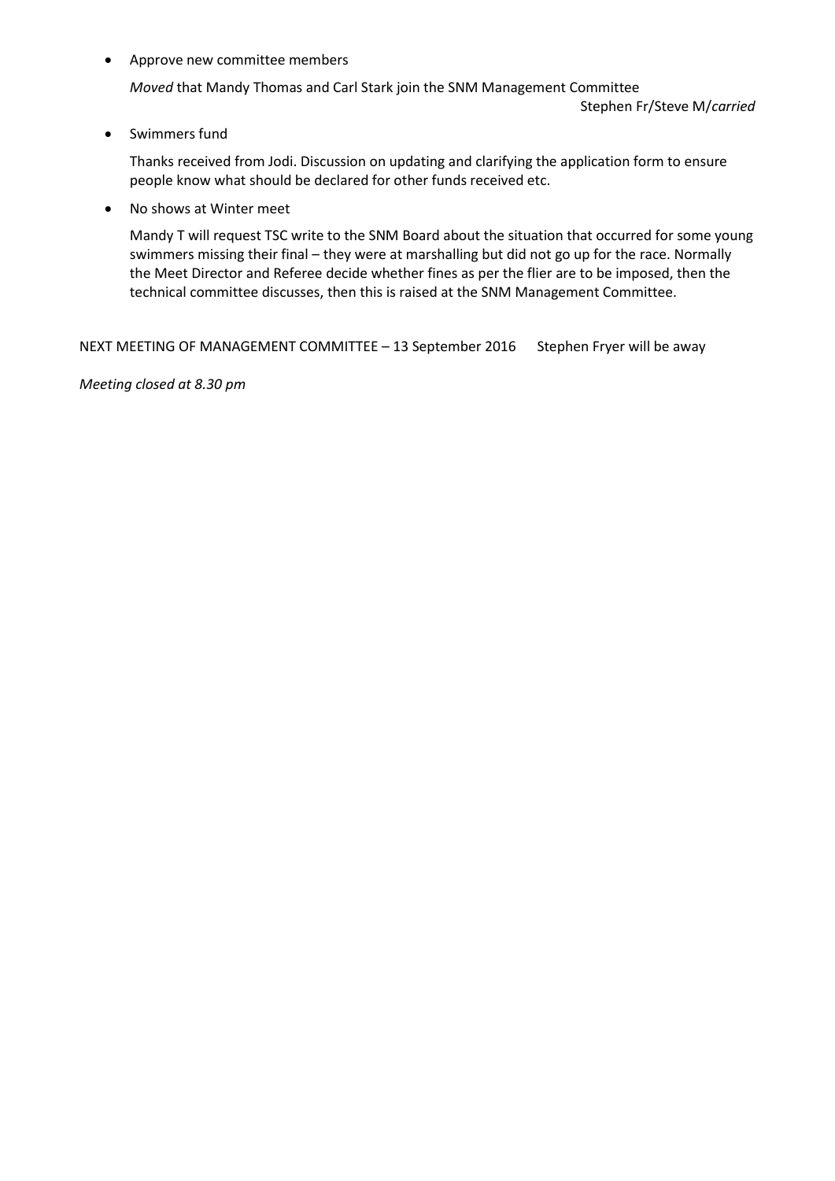- Approve new committee members

  *Moved* that Mandy Thomas and Carl Stark join the SNM Management Committee

  Stephen Fr/Steve M/*carried*

- Swimmers fund

  Thanks received from Jodi. Discussion on updating and clarifying the application form to ensure people know what should be declared for other funds received etc.

- No shows at Winter meet

  Mandy T will request TSC write to the SNM Board about the situation that occurred for some young swimmers missing their final – they were at marshalling but did not go up for the race. Normally the Meet Director and Referee decide whether fines as per the flier are to be imposed, then the technical committee discusses, then this is raised at the SNM Management Committee.

NEXT MEETING OF MANAGEMENT COMMITTEE – 13 September 2016 Stephen Fryer will be away

*Meeting closed at 8.30 pm*